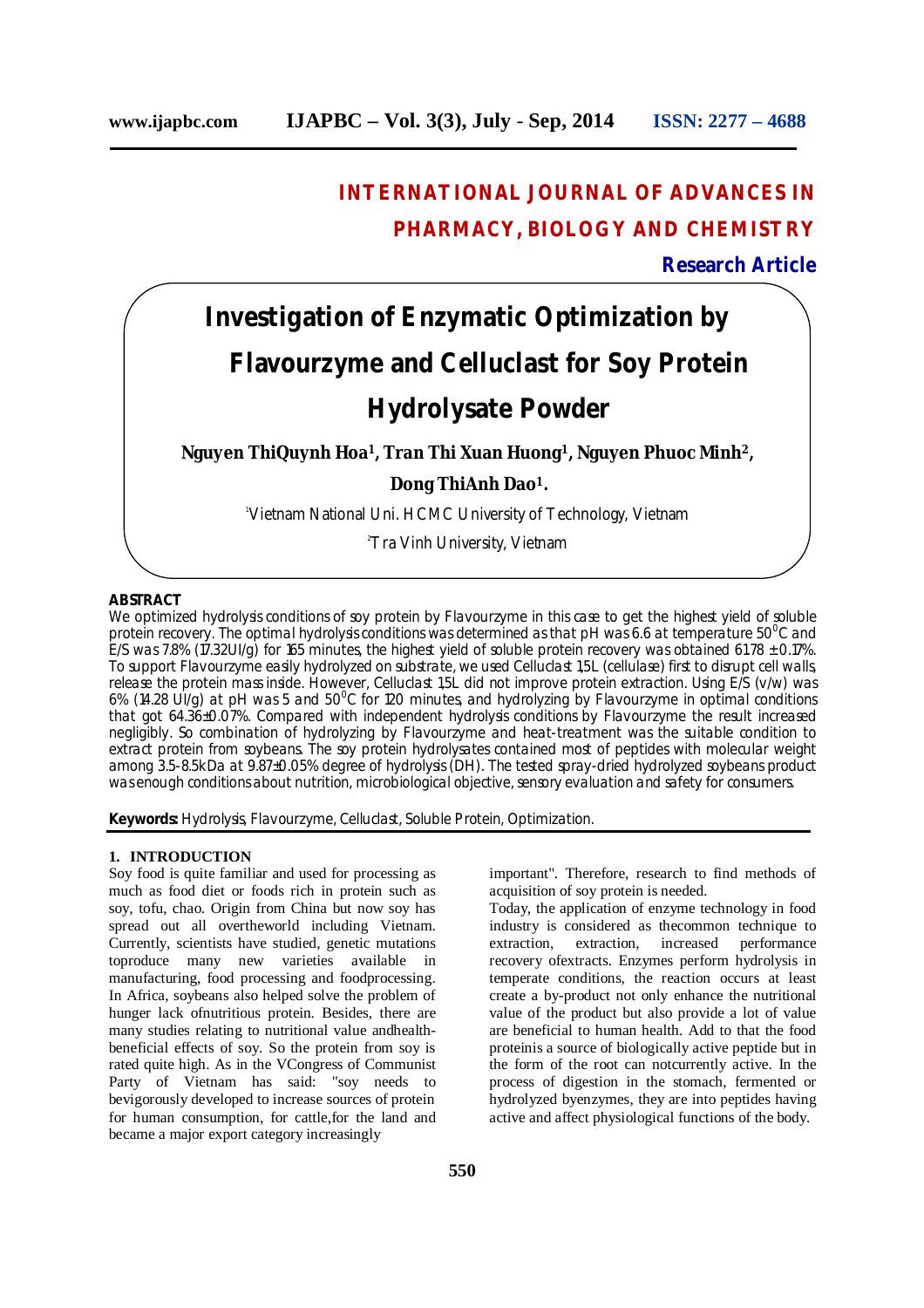# INTERNATIONAL JOURNAL OF ADVANCES IN PHARMACY, BIOLOGY AND CHEMISTRY

**Research Article**

# Investigation of Enzymatic Optimization by Flavourzyme and Celluclast for Soy Protein Hydrolysate Powder

**Nguyen ThiQuynh Hoa[1], Tran Thi Xuan Huong[1], Nguyen Phuoc Minh[2], Dong ThiAnh Dao[1].**

[1]Vietnam National Uni. HCMC University of Technology, Vietnam

[2]Tra Vinh University, Vietnam

**ABSTRACT**

We optimized hydrolysis conditions of soy protein by Flavourzyme in this case to get the highest yield of soluble protein recovery. The optimal hydrolysis conditions was determined as that pH was 6.6 at temperature $50^0$C and E/S was 7.8% (17.32UI/g) for 165 minutes, the highest yield of soluble protein recovery was obtained 61.78 ± 0.17%. To support Flavourzyme easily hydrolyzed on substrate, we used Celluclast 1,5L (cellulase) first to disrupt cell walls, release the protein mass inside. However, Celluclast 1,5L did not improve protein extraction. Using E/S (v/w) was 6% (14.28 UI/g) at pH was 5 and $50^0$C for 120 minutes, and hydrolyzing by Flavourzyme in optimal conditions that got 64.36±0.07%. Compared with independent hydrolysis conditions by Flavourzyme the result increased negligibly. So combination of hydrolyzing by Flavourzyme and heat-treatment was the suitable condition to extract protein from soybeans. The soy protein hydrolysates contained most of peptides with molecular weight among 3.5-8.5kDa at 9.87±0.05% degree of hydrolysis (DH). The tested spray-dried hydrolyzed soybeans product was enough conditions about nutrition, microbiological objective, sensory evaluation and safety for consumers.

**Keywords:** Hydrolysis, Flavourzyme, Celluclast, Soluble Protein, Optimization.

## 1. INTRODUCTION

Soy food is quite familiar and used for processing as much as food diet or foods rich in protein such as soy, tofu, chao. Origin from China but now soy has spread out all overtheworld including Vietnam. Currently, scientists have studied, genetic mutations toproduce many new varieties available in manufacturing, food processing and foodprocessing. In Africa, soybeans also helped solve the problem of hunger lack ofnutritious protein. Besides, there are many studies relating to nutritional value andhealth-beneficial effects of soy. So the protein from soy is rated quite high. As in the VCongress of Communist Party of Vietnam has said: "soy needs to bevigorously developed to increase sources of protein for human consumption, for cattle,for the land and became a major export category increasingly important". Therefore, research to find methods of acquisition of soy protein is needed.

Today, the application of enzyme technology in food industry is considered as thecommon technique to extraction, extraction, increased performance recovery ofextracts. Enzymes perform hydrolysis in temperate conditions, the reaction occurs at least create a by-product not only enhance the nutritional value of the product but also provide a lot of value are beneficial to human health. Add to that the food proteinis a source of biologically active peptide but in the form of the root can notcurrently active. In the process of digestion in the stomach, fermented or hydrolyzed byenzymes, they are into peptides having active and affect physiological functions of the body.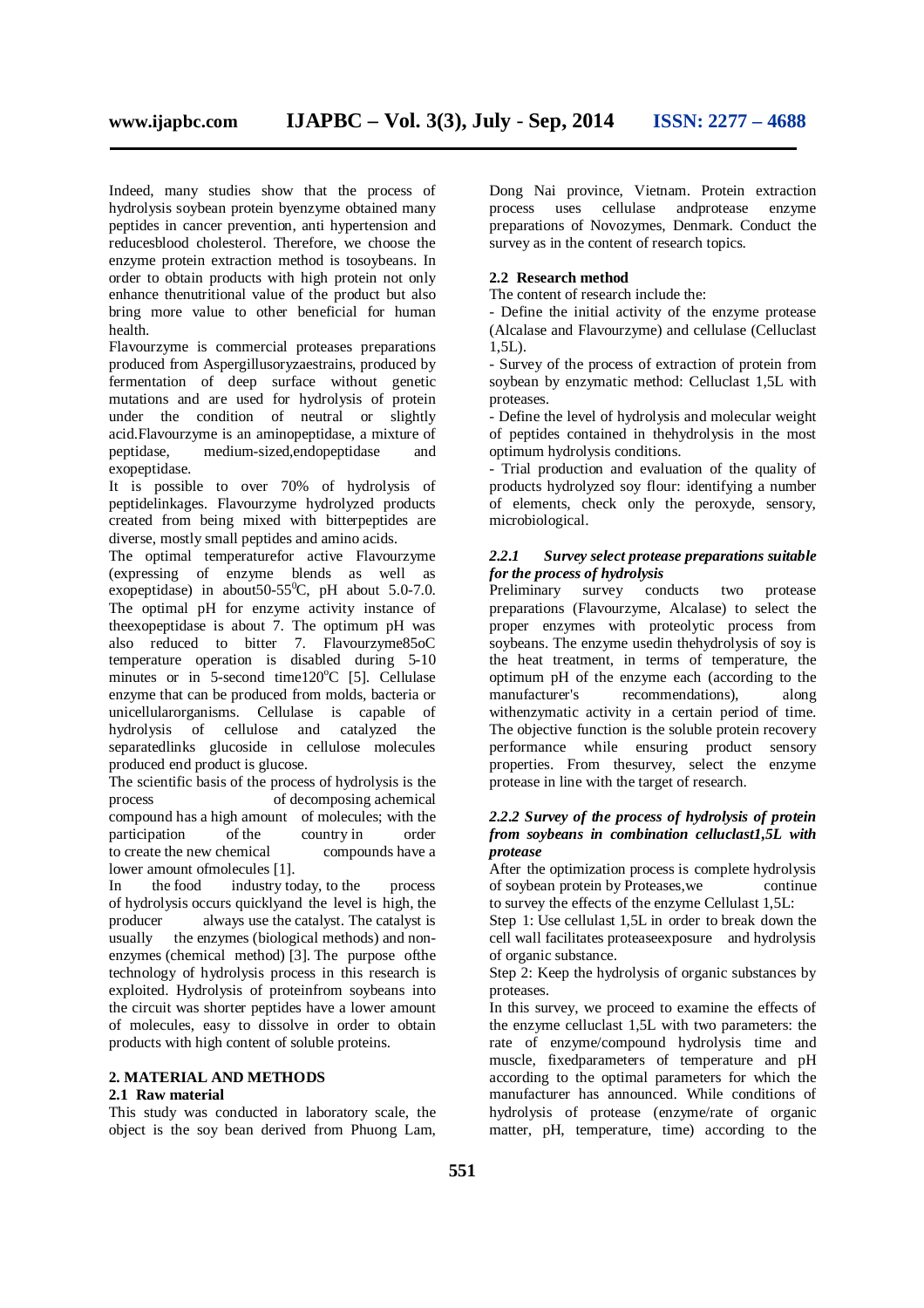Indeed, many studies show that the process of hydrolysis soybean protein byenzyme obtained many peptides in cancer prevention, anti hypertension and reducesblood cholesterol. Therefore, we choose the enzyme protein extraction method is tosoybeans. In order to obtain products with high protein not only enhance thenutritional value of the product but also bring more value to other beneficial for human health.

Flavourzyme is commercial proteases preparations produced from Aspergillusoryzaestrains, produced by fermentation of deep surface without genetic mutations and are used for hydrolysis of protein under the condition of neutral or slightly acid.Flavourzyme is an aminopeptidase, a mixture of peptidase, medium-sized,endopeptidase and exopeptidase.

It is possible to over 70% of hydrolysis of peptidelinkages. Flavourzyme hydrolyzed products created from being mixed with bitterpeptides are diverse, mostly small peptides and amino acids.

The optimal temperaturefor active Flavourzyme (expressing of enzyme blends as well as exopeptidase) in about50-55$^0$C, pH about 5.0-7.0. The optimal pH for enzyme activity instance of theexopeptidase is about 7. The optimum pH was also reduced to bitter 7. Flavourzyme85oC temperature operation is disabled during 5-10 minutes or in 5-second time120$^o$C [5]. Cellulase enzyme that can be produced from molds, bacteria or unicellularorganisms. Cellulase is capable of hydrolysis of cellulose and catalyzed the separatedlinks glucoside in cellulose molecules produced end product is glucose.

The scientific basis of the process of hydrolysis is the process of decomposing achemical compound has a high amount of molecules; with the participation of the country in order to create the new chemical compounds have a lower amount ofmolecules [1].

In the food industry today, to the process of hydrolysis occurs quicklyand the level is high, the producer always use the catalyst. The catalyst is usually the enzymes (biological methods) and non-enzymes (chemical method) [3]. The purpose ofthe technology of hydrolysis process in this research is exploited. Hydrolysis of proteinfrom soybeans into the circuit was shorter peptides have a lower amount of molecules, easy to dissolve in order to obtain products with high content of soluble proteins.

## 2. MATERIAL AND METHODS

### 2.1 Raw material

This study was conducted in laboratory scale, the object is the soy bean derived from Phuong Lam, Dong Nai province, Vietnam. Protein extraction process uses cellulase andprotease enzyme preparations of Novozymes, Denmark. Conduct the survey as in the content of research topics.

### 2.2 Research method

The content of research include the:

- Define the initial activity of the enzyme protease (Alcalase and Flavourzyme) and cellulase (Celluclast 1,5L).
- Survey of the process of extraction of protein from soybean by enzymatic method: Celluclast 1,5L with proteases.
- Define the level of hydrolysis and molecular weight of peptides contained in thehydrolysis in the most optimum hydrolysis conditions.
- Trial production and evaluation of the quality of products hydrolyzed soy flour: identifying a number of elements, check only the peroxyde, sensory, microbiological.

#### *2.2.1 Survey select protease preparations suitable for the process of hydrolysis*

Preliminary survey conducts two protease preparations (Flavourzyme, Alcalase) to select the proper enzymes with proteolytic process from soybeans. The enzyme usedin thehydrolysis of soy is the heat treatment, in terms of temperature, the optimum pH of the enzyme each (according to the manufacturer's recommendations), along withenzymatic activity in a certain period of time. The objective function is the soluble protein recovery performance while ensuring product sensory properties. From thesurvey, select the enzyme protease in line with the target of research.

#### *2.2.2 Survey of the process of hydrolysis of protein from soybeans in combination celluclast1,5L with protease*

After the optimization process is complete hydrolysis of soybean protein by Proteases,we continue to survey the effects of the enzyme Cellulast 1,5L:

Step 1: Use cellulast 1,5L in order to break down the cell wall facilitates proteaseexposure and hydrolysis of organic substance.

Step 2: Keep the hydrolysis of organic substances by proteases.

In this survey, we proceed to examine the effects of the enzyme celluclast 1,5L with two parameters: the rate of enzyme/compound hydrolysis time and muscle, fixedparameters of temperature and pH according to the optimal parameters for which the manufacturer has announced. While conditions of hydrolysis of protease (enzyme/rate of organic matter, pH, temperature, time) according to the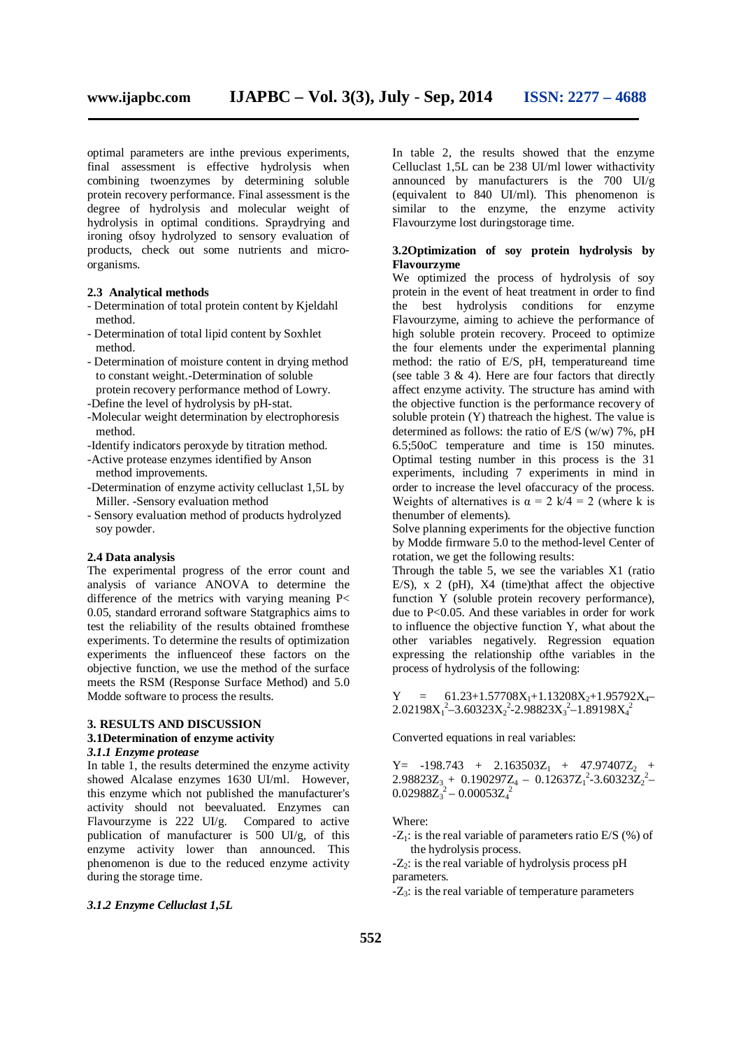optimal parameters are inthe previous experiments, final assessment is effective hydrolysis when combining twoenzymes by determining soluble protein recovery performance. Final assessment is the degree of hydrolysis and molecular weight of hydrolysis in optimal conditions. Spraydrying and ironing ofsoy hydrolyzed to sensory evaluation of products, check out some nutrients and micro-organisms.

### 2.3 Analytical methods

- Determination of total protein content by Kjeldahl method.
- Determination of total lipid content by Soxhlet method.
- Determination of moisture content in drying method to constant weight.-Determination of soluble protein recovery performance method of Lowry.
- Define the level of hydrolysis by pH-stat.
- Molecular weight determination by electrophoresis method.
- Identify indicators peroxyde by titration method.
- Active protease enzymes identified by Anson method improvements.
- Determination of enzyme activity celluclast 1,5L by Miller. -Sensory evaluation method
- Sensory evaluation method of products hydrolyzed soy powder.

### 2.4 Data analysis

The experimental progress of the error count and analysis of variance ANOVA to determine the difference of the metrics with varying meaning $P< 0.05$, standard errorand software Statgraphics aims to test the reliability of the results obtained fromthese experiments. To determine the results of optimization experiments the influenceof these factors on the objective function, we use the method of the surface meets the RSM (Response Surface Method) and 5.0 Modde software to process the results.

## 3. RESULTS AND DISCUSSION

### 3.1Determination of enzyme activity

#### *3.1.1 Enzyme protease*

In table 1, the results determined the enzyme activity showed Alcalase enzymes 1630 UI/ml. However, this enzyme which not published the manufacturer's activity should not beevaluated. Enzymes can Flavourzyme is 222 UI/g. Compared to active publication of manufacturer is 500 UI/g, of this enzyme activity lower than announced. This phenomenon is due to the reduced enzyme activity during the storage time.

#### *3.1.2 Enzyme Celluclast 1,5L*

In table 2, the results showed that the enzyme Celluclast 1,5L can be 238 UI/ml lower withactivity announced by manufacturers is the 700 UI/g (equivalent to 840 UI/ml). This phenomenon is similar to the enzyme, the enzyme activity Flavourzyme lost duringstorage time.

### 3.2Optimization of soy protein hydrolysis by Flavourzyme

We optimized the process of hydrolysis of soy protein in the event of heat treatment in order to find the best hydrolysis conditions for enzyme Flavourzyme, aiming to achieve the performance of high soluble protein recovery. Proceed to optimize the four elements under the experimental planning method: the ratio of E/S, pH, temperatureand time (see table 3 & 4). Here are four factors that directly affect enzyme activity. The structure has amind with the objective function is the performance recovery of soluble protein (Y) thatreach the highest. The value is determined as follows: the ratio of E/S (w/w) 7%, pH 6.5;50oC temperature and time is 150 minutes. Optimal testing number in this process is the 31 experiments, including 7 experiments in mind in order to increase the level ofaccuracy of the process. Weights of alternatives is $\alpha = 2$ k/4 = 2 (where k is thenumber of elements).

Solve planning experiments for the objective function by Modde firmware 5.0 to the method-level Center of rotation, we get the following results:

Through the table 5, we see the variables X1 (ratio E/S), x 2 (pH), X4 (time)that affect the objective function Y (soluble protein recovery performance), due to $P<0.05$. And these variables in order for work to influence the objective function Y, what about the other variables negatively. Regression equation expressing the relationship ofthe variables in the process of hydrolysis of the following:

$$Y = 61.23+1.57708X_1+1.13208X_2+1.95792X_4-2.02198X_1^2-3.60323X_2^2-2.98823X_3^2-1.89198X_4^2$$

Converted equations in real variables:

$$Y= -198.743 + 2.163503Z_1 + 47.97407Z_2 + 2.98823Z_3 + 0.190297Z_4 - 0.12637Z_1^2-3.60323Z_2^2-0.02988Z_3^2 - 0.00053Z_4^2$$

Where:

- $Z_1$: is the real variable of parameters ratio E/S (%) of the hydrolysis process.
- $Z_2$: is the real variable of hydrolysis process pH parameters.
- $Z_3$: is the real variable of temperature parameters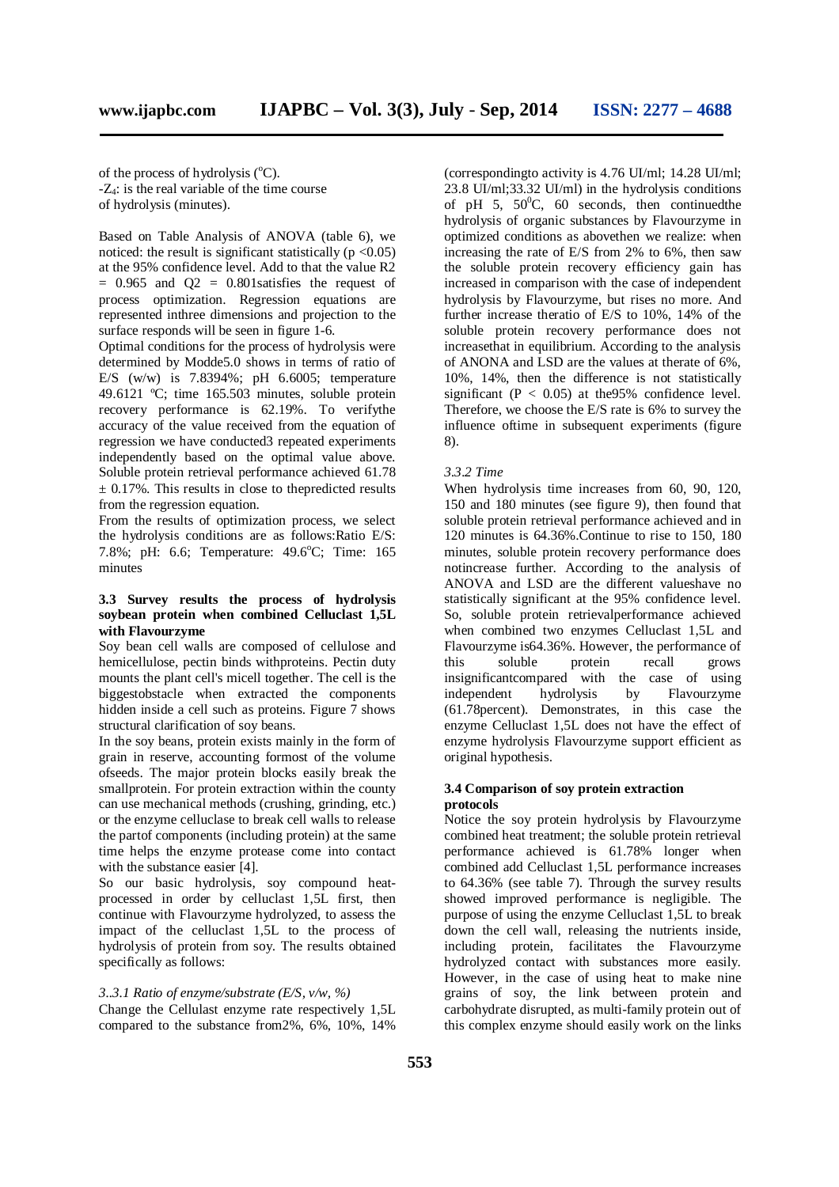of the process of hydrolysis (°C).
-$Z_4$: is the real variable of the time course of hydrolysis (minutes).

Based on Table Analysis of ANOVA (table 6), we noticed: the result is significant statistically ($p < 0.05$) at the 95% confidence level. Add to that the value $R2 = 0.965$ and $Q2 = 0.801$satisfies the request of process optimization. Regression equations are represented inthree dimensions and projection to the surface responds will be seen in figure 1-6.

Optimal conditions for the process of hydrolysis were determined by Modde5.0 shows in terms of ratio of E/S (w/w) is 7.8394%; pH 6.6005; temperature 49.6121 °C; time 165.503 minutes, soluble protein recovery performance is 62.19%. To verifythe accuracy of the value received from the equation of regression we have conducted3 repeated experiments independently based on the optimal value above. Soluble protein retrieval performance achieved 61.78 ± 0.17%. This results in close to thepredicted results from the regression equation.

From the results of optimization process, we select the hydrolysis conditions are as follows:Ratio E/S: 7.8%; pH: 6.6; Temperature: 49.6°C; Time: 165 minutes

### 3.3 Survey results the process of hydrolysis soybean protein when combined Celluclast 1,5L with Flavourzyme

Soy bean cell walls are composed of cellulose and hemicellulose, pectin binds withproteins. Pectin duty mounts the plant cell's micell together. The cell is the biggestobstacle when extracted the components hidden inside a cell such as proteins. Figure 7 shows structural clarification of soy beans.

In the soy beans, protein exists mainly in the form of grain in reserve, accounting formost of the volume ofseeds. The major protein blocks easily break the smallprotein. For protein extraction within the county can use mechanical methods (crushing, grinding, etc.) or the enzyme cellulase to break cell walls to release the partof components (including protein) at the same time helps the enzyme protease come into contact with the substance easier [4].

So our basic hydrolysis, soy compound heat-processed in order by celluclast 1,5L first, then continue with Flavourzyme hydrolyzed, to assess the impact of the celluclast 1,5L to the process of hydrolysis of protein from soy. The results obtained specifically as follows:

#### *3..3.1 Ratio of enzyme/substrate (E/S, v/w, %)*

Change the Cellulast enzyme rate respectively 1,5L compared to the substance from2%, 6%, 10%, 14% (correspondingto activity is 4.76 UI/ml; 14.28 UI/ml; 23.8 UI/ml;33.32 UI/ml) in the hydrolysis conditions of pH 5, 50°C, 60 seconds, then continuedthe hydrolysis of organic substances by Flavourzyme in optimized conditions as abovethen we realize: when increasing the rate of E/S from 2% to 6%, then saw the soluble protein recovery efficiency gain has increased in comparison with the case of independent hydrolysis by Flavourzyme, but rises no more. And further increase theratio of E/S to 10%, 14% of the soluble protein recovery performance does not increasethat in equilibrium. According to the analysis of ANONA and LSD are the values at therate of 6%, 10%, 14%, then the difference is not statistically significant ($P < 0.05$) at the95% confidence level. Therefore, we choose the E/S rate is 6% to survey the influence oftime in subsequent experiments (figure 8).

#### *3.3.2 Time*

When hydrolysis time increases from 60, 90, 120, 150 and 180 minutes (see figure 9), then found that soluble protein retrieval performance achieved and in 120 minutes is 64.36%.Continue to rise to 150, 180 minutes, soluble protein recovery performance does notincrease further. According to the analysis of ANOVA and LSD are the different valueshave no statistically significant at the 95% confidence level. So, soluble protein retrievalperformance achieved when combined two enzymes Celluclast 1,5L and Flavourzyme is64.36%. However, the performance of this soluble protein recall grows insignificantcompared with the case of using independent hydrolysis by Flavourzyme (61.78percent). Demonstrates, in this case the enzyme Celluclast 1,5L does not have the effect of enzyme hydrolysis Flavourzyme support efficient as original hypothesis.

### 3.4 Comparison of soy protein extraction protocols

Notice the soy protein hydrolysis by Flavourzyme combined heat treatment; the soluble protein retrieval performance achieved is 61.78% longer when combined Celluclast 1,5L performance increases to 64.36% (see table 7). Through the survey results showed improved performance is negligible. The purpose of using the enzyme Celluclast 1,5L to break down the cell wall, releasing the nutrients inside, including protein, facilitates the Flavourzyme hydrolyzed contact with substances more easily. However, in the case of using heat to make nine grains of soy, the link between protein and carbohydrate disrupted, as multi-family protein out of this complex enzyme should easily work on the links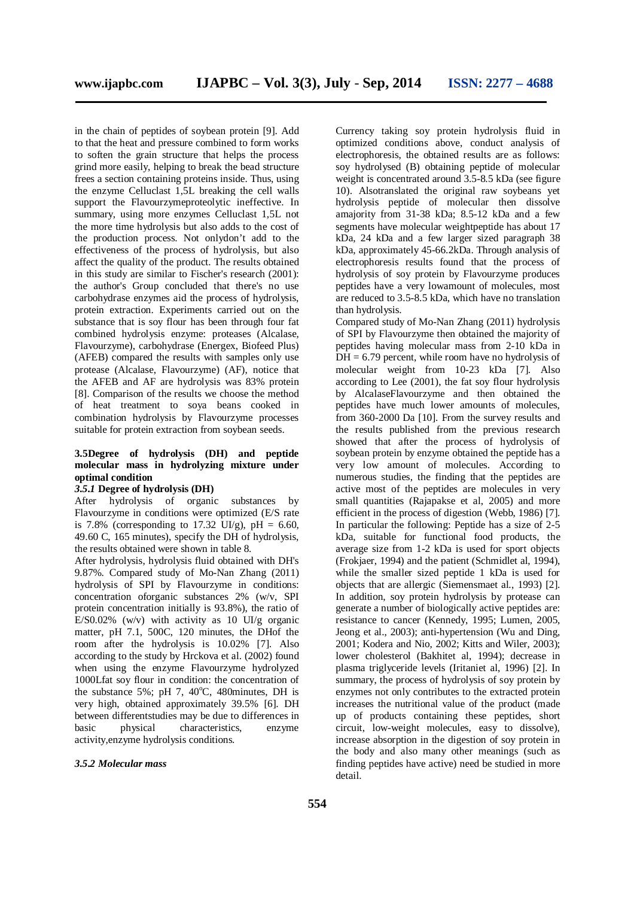in the chain of peptides of soybean protein [9]. Add to that the heat and pressure combined to form works to soften the grain structure that helps the process grind more easily, helping to break the bead structure frees a section containing proteins inside. Thus, using the enzyme Celluclast 1,5L breaking the cell walls support the Flavourzymeproteolytic ineffective. In summary, using more enzymes Celluclast 1,5L not the more time hydrolysis but also adds to the cost of the production process. Not onlydon't add to the effectiveness of the process of hydrolysis, but also affect the quality of the product. The results obtained in this study are similar to Fischer's research (2001): the author's Group concluded that there's no use carbohydrase enzymes aid the process of hydrolysis, protein extraction. Experiments carried out on the substance that is soy flour has been through four fat combined hydrolysis enzyme: proteases (Alcalase, Flavourzyme), carbohydrase (Energex, Biofeed Plus) (AFEB) compared the results with samples only use protease (Alcalase, Flavourzyme) (AF), notice that the AFEB and AF are hydrolysis was 83% protein [8]. Comparison of the results we choose the method of heat treatment to soya beans cooked in combination hydrolysis by Flavourzyme processes suitable for protein extraction from soybean seeds.

### 3.5Degree of hydrolysis (DH) and peptide molecular mass in hydrolyzing mixture under optimal condition

#### *3.5.1* Degree of hydrolysis (DH)

After hydrolysis of organic substances by Flavourzyme in conditions were optimized (E/S rate is 7.8% (corresponding to 17.32 UI/g), pH = 6.60, 49.60 C, 165 minutes), specify the DH of hydrolysis, the results obtained were shown in table 8.

After hydrolysis, hydrolysis fluid obtained with DH's 9.87%. Compared study of Mo-Nan Zhang (2011) hydrolysis of SPI by Flavourzyme in conditions: concentration oforganic substances 2% (w/v, SPI protein concentration initially is 93.8%), the ratio of E/S0.02% (w/v) with activity as 10 UI/g organic matter, pH 7.1, 500C, 120 minutes, the DHof the room after the hydrolysis is 10.02% [7]. Also according to the study by Hrckova et al. (2002) found when using the enzyme Flavourzyme hydrolyzed 1000Lfat soy flour in condition: the concentration of the substance 5%; pH 7, 40°C, 480minutes, DH is very high, obtained approximately 39.5% [6]. DH between differentstudies may be due to differences in basic physical characteristics, enzyme activity,enzyme hydrolysis conditions.

#### *3.5.2 Molecular mass*

Currency taking soy protein hydrolysis fluid in optimized conditions above, conduct analysis of electrophoresis, the obtained results are as follows: soy hydrolysed (B) obtaining peptide of molecular weight is concentrated around 3.5-8.5 kDa (see figure 10). Alsotranslated the original raw soybeans yet hydrolysis peptide of molecular then dissolve amajority from 31-38 kDa; 8.5-12 kDa and a few segments have molecular weightpeptide has about 17 kDa, 24 kDa and a few larger sized paragraph 38 kDa, approximately 45-66.2kDa. Through analysis of electrophoresis results found that the process of hydrolysis of soy protein by Flavourzyme produces peptides have a very lowamount of molecules, most are reduced to 3.5-8.5 kDa, which have no translation than hydrolysis.

Compared study of Mo-Nan Zhang (2011) hydrolysis of SPI by Flavourzyme then obtained the majority of peptides having molecular mass from 2-10 kDa in DH = 6.79 percent, while room have no hydrolysis of molecular weight from 10-23 kDa [7]. Also according to Lee (2001), the fat soy flour hydrolysis by AlcalaseFlavourzyme and then obtained the peptides have much lower amounts of molecules, from 360-2000 Da [10]. From the survey results and the results published from the previous research showed that after the process of hydrolysis of soybean protein by enzyme obtained the peptide has a very low amount of molecules. According to numerous studies, the finding that the peptides are active most of the peptides are molecules in very small quantities (Rajapakse et al, 2005) and more efficient in the process of digestion (Webb, 1986) [7]. In particular the following: Peptide has a size of 2-5 kDa, suitable for functional food products, the average size from 1-2 kDa is used for sport objects (Frokjaer, 1994) and the patient (Schmidlet al, 1994), while the smaller sized peptide 1 kDa is used for objects that are allergic (Siemensmaet al., 1993) [2]. In addition, soy protein hydrolysis by protease can generate a number of biologically active peptides are: resistance to cancer (Kennedy, 1995; Lumen, 2005, Jeong et al., 2003); anti-hypertension (Wu and Ding, 2001; Kodera and Nio, 2002; Kitts and Wiler, 2003); lower cholesterol (Bakhitet al, 1994); decrease in plasma triglyceride levels (Iritaniet al, 1996) [2]. In summary, the process of hydrolysis of soy protein by enzymes not only contributes to the extracted protein increases the nutritional value of the product (made up of products containing these peptides, short circuit, low-weight molecules, easy to dissolve), increase absorption in the digestion of soy protein in the body and also many other meanings (such as finding peptides have active) need be studied in more detail.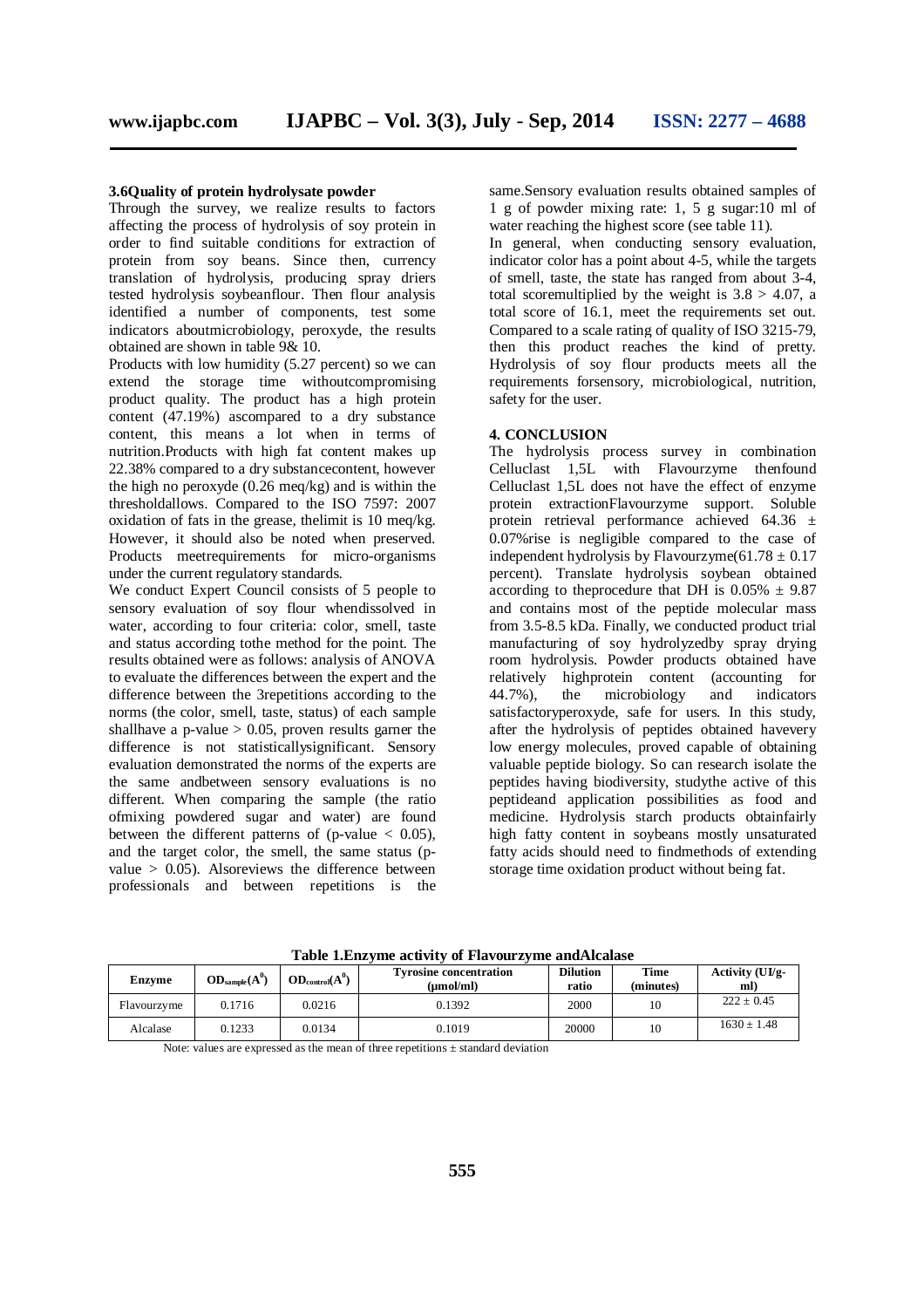### 3.6Quality of protein hydrolysate powder

Through the survey, we realize results to factors affecting the process of hydrolysis of soy protein in order to find suitable conditions for extraction of protein from soy beans. Since then, currency translation of hydrolysis, producing spray driers tested hydrolysis soybeanflour. Then flour analysis identified a number of components, test some indicators aboutmicrobiology, peroxyde, the results obtained are shown in table 9& 10.

Products with low humidity (5.27 percent) so we can extend the storage time withoutcompromising product quality. The product has a high protein content (47.19%) ascompared to a dry substance content, this means a lot when in terms of nutrition.Products with high fat content makes up 22.38% compared to a dry substancecontent, however the high no peroxyde (0.26 meq/kg) and is within the thresholdallows. Compared to the ISO 7597: 2007 oxidation of fats in the grease, thelimit is 10 meq/kg. However, it should also be noted when preserved. Products meetrequirements for micro-organisms under the current regulatory standards.

We conduct Expert Council consists of 5 people to sensory evaluation of soy flour whendissolved in water, according to four criteria: color, smell, taste and status according tothe method for the point. The results obtained were as follows: analysis of ANOVA to evaluate the differences between the expert and the difference between the 3repetitions according to the norms (the color, smell, taste, status) of each sample shallhave a p-value $> 0.05$, proven results garner the difference is not statisticallysignificant. Sensory evaluation demonstrated the norms of the experts are the same andbetween sensory evaluations is no different. When comparing the sample (the ratio ofmixing powdered sugar and water) are found between the different patterns of (p-value $< 0.05$), and the target color, the smell, the same status (p-value $> 0.05$). Alsoreviews the difference between professionals and between repetitions is the same.Sensory evaluation results obtained samples of 1 g of powder mixing rate: 1, 5 g sugar:10 ml of water reaching the highest score (see table 11).

In general, when conducting sensory evaluation, indicator color has a point about 4-5, while the targets of smell, taste, the state has ranged from about 3-4, total scoremultiplied by the weight is $3.8 > 4.07$, a total score of 16.1, meet the requirements set out. Compared to a scale rating of quality of ISO 3215-79, then this product reaches the kind of pretty. Hydrolysis of soy flour products meets all the requirements forsensory, microbiological, nutrition, safety for the user.

## 4. CONCLUSION

The hydrolysis process survey in combination Celluclast 1,5L with Flavourzyme thenfound Celluclast 1,5L does not have the effect of enzyme protein extractionFlavourzyme support. Soluble protein retrieval performance achieved $64.36 \pm 0.07$%rise is negligible compared to the case of independent hydrolysis by Flavourzyme($61.78 \pm 0.17$ percent). Translate hydrolysis soybean obtained according to theprocedure that DH is $0.05\% \pm 9.87$ and contains most of the peptide molecular mass from 3.5-8.5 kDa. Finally, we conducted product trial manufacturing of soy hydrolyzedby spray drying room hydrolysis. Powder products obtained have relatively highprotein content (accounting for 44.7%), the microbiology and indicators satisfactoryperoxyde, safe for users. In this study, after the hydrolysis of peptides obtained havevery low energy molecules, proved capable of obtaining valuable peptide biology. So can research isolate the peptides having biodiversity, studythe active of this peptideand application possibilities as food and medicine. Hydrolysis starch products obtainfairly high fatty content in soybeans mostly unsaturated fatty acids should need to findmethods of extending storage time oxidation product without being fat.

**Table 1.Enzyme activity of Flavourzyme andAlcalase**

| Enzyme | $OD_{sample}(A^0)$ | $OD_{control}(A^0)$ | Tyrosine concentration (µmol/ml) | Dilution ratio | Time (minutes) | Activity (UI/g-ml) |
|---|---|---|---|---|---|---|
| Flavourzyme | 0.1716 | 0.0216 | 0.1392 | 2000 | 10 | $222 \pm 0.45$ |
| Alcalase | 0.1233 | 0.0134 | 0.1019 | 20000 | 10 | $1630 \pm 1.48$ |

Note: values are expressed as the mean of three repetitions ± standard deviation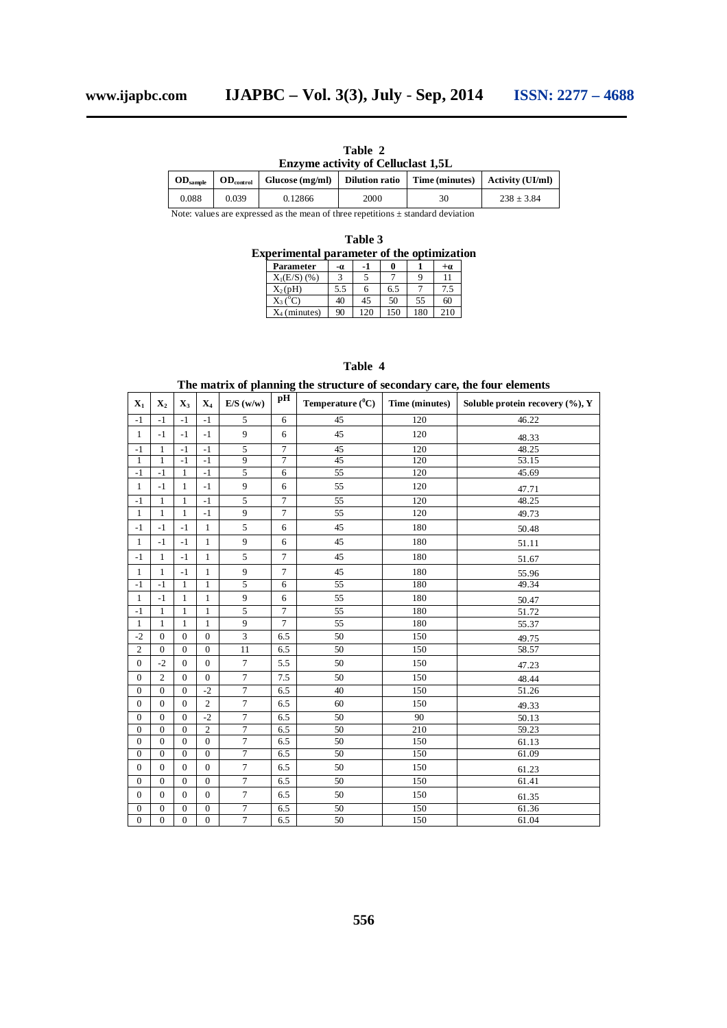**Table 2**
**Enzyme activity of Celluclast 1,5L**

| $OD_{sample}$ | $OD_{control}$ | Glucose (mg/ml) | Dilution ratio | Time (minutes) | Activity (UI/ml) |
|---|---|---|---|---|---|
| 0.088 | 0.039 | 0.12866 | 2000 | 30 | 238 ± 3.84 |

Note: values are expressed as the mean of three repetitions ± standard deviation

**Table 3**
**Experimental parameter of the optimization**

| Parameter | -α | -1 | 0 | 1 | +α |
|---|---|---|---|---|---|
| $X_1$(E/S) (%) | 3 | 5 | 7 | 9 | 11 |
| $X_2$(pH) | 5.5 | 6 | 6.5 | 7 | 7.5 |
| $X_3$ (°C) | 40 | 45 | 50 | 55 | 60 |
| $X_4$ (minutes) | 90 | 120 | 150 | 180 | 210 |

**Table 4**
**The matrix of planning the structure of secondary care, the four elements**

| $X_1$ | $X_2$ | $X_3$ | $X_4$ | E/S (w/w) | pH | Temperature (°C) | Time (minutes) | Soluble protein recovery (%), Y |
|---|---|---|---|---|---|---|---|---|
| -1 | -1 | -1 | -1 | 5 | 6 | 45 | 120 | 46.22 |
| 1 | -1 | -1 | -1 | 9 | 6 | 45 | 120 | 48.33 |
| -1 | 1 | -1 | -1 | 5 | 7 | 45 | 120 | 48.25 |
| 1 | 1 | -1 | -1 | 9 | 7 | 45 | 120 | 53.15 |
| -1 | -1 | 1 | -1 | 5 | 6 | 55 | 120 | 45.69 |
| 1 | -1 | 1 | -1 | 9 | 6 | 55 | 120 | 47.71 |
| -1 | 1 | 1 | -1 | 5 | 7 | 55 | 120 | 48.25 |
| 1 | 1 | 1 | -1 | 9 | 7 | 55 | 120 | 49.73 |
| -1 | -1 | -1 | 1 | 5 | 6 | 45 | 180 | 50.48 |
| 1 | -1 | -1 | 1 | 9 | 6 | 45 | 180 | 51.11 |
| -1 | 1 | -1 | 1 | 5 | 7 | 45 | 180 | 51.67 |
| 1 | 1 | -1 | 1 | 9 | 7 | 45 | 180 | 55.96 |
| -1 | -1 | 1 | 1 | 5 | 6 | 55 | 180 | 49.34 |
| 1 | -1 | 1 | 1 | 9 | 6 | 55 | 180 | 50.47 |
| -1 | 1 | 1 | 1 | 5 | 7 | 55 | 180 | 51.72 |
| 1 | 1 | 1 | 1 | 9 | 7 | 55 | 180 | 55.37 |
| -2 | 0 | 0 | 0 | 3 | 6.5 | 50 | 150 | 49.75 |
| 2 | 0 | 0 | 0 | 11 | 6.5 | 50 | 150 | 58.57 |
| 0 | -2 | 0 | 0 | 7 | 5.5 | 50 | 150 | 47.23 |
| 0 | 2 | 0 | 0 | 7 | 7.5 | 50 | 150 | 48.44 |
| 0 | 0 | 0 | -2 | 7 | 6.5 | 40 | 150 | 51.26 |
| 0 | 0 | 0 | 2 | 7 | 6.5 | 60 | 150 | 49.33 |
| 0 | 0 | 0 | -2 | 7 | 6.5 | 50 | 90 | 50.13 |
| 0 | 0 | 0 | 2 | 7 | 6.5 | 50 | 210 | 59.23 |
| 0 | 0 | 0 | 0 | 7 | 6.5 | 50 | 150 | 61.13 |
| 0 | 0 | 0 | 0 | 7 | 6.5 | 50 | 150 | 61.09 |
| 0 | 0 | 0 | 0 | 7 | 6.5 | 50 | 150 | 61.23 |
| 0 | 0 | 0 | 0 | 7 | 6.5 | 50 | 150 | 61.41 |
| 0 | 0 | 0 | 0 | 7 | 6.5 | 50 | 150 | 61.35 |
| 0 | 0 | 0 | 0 | 7 | 6.5 | 50 | 150 | 61.36 |
| 0 | 0 | 0 | 0 | 7 | 6.5 | 50 | 150 | 61.04 |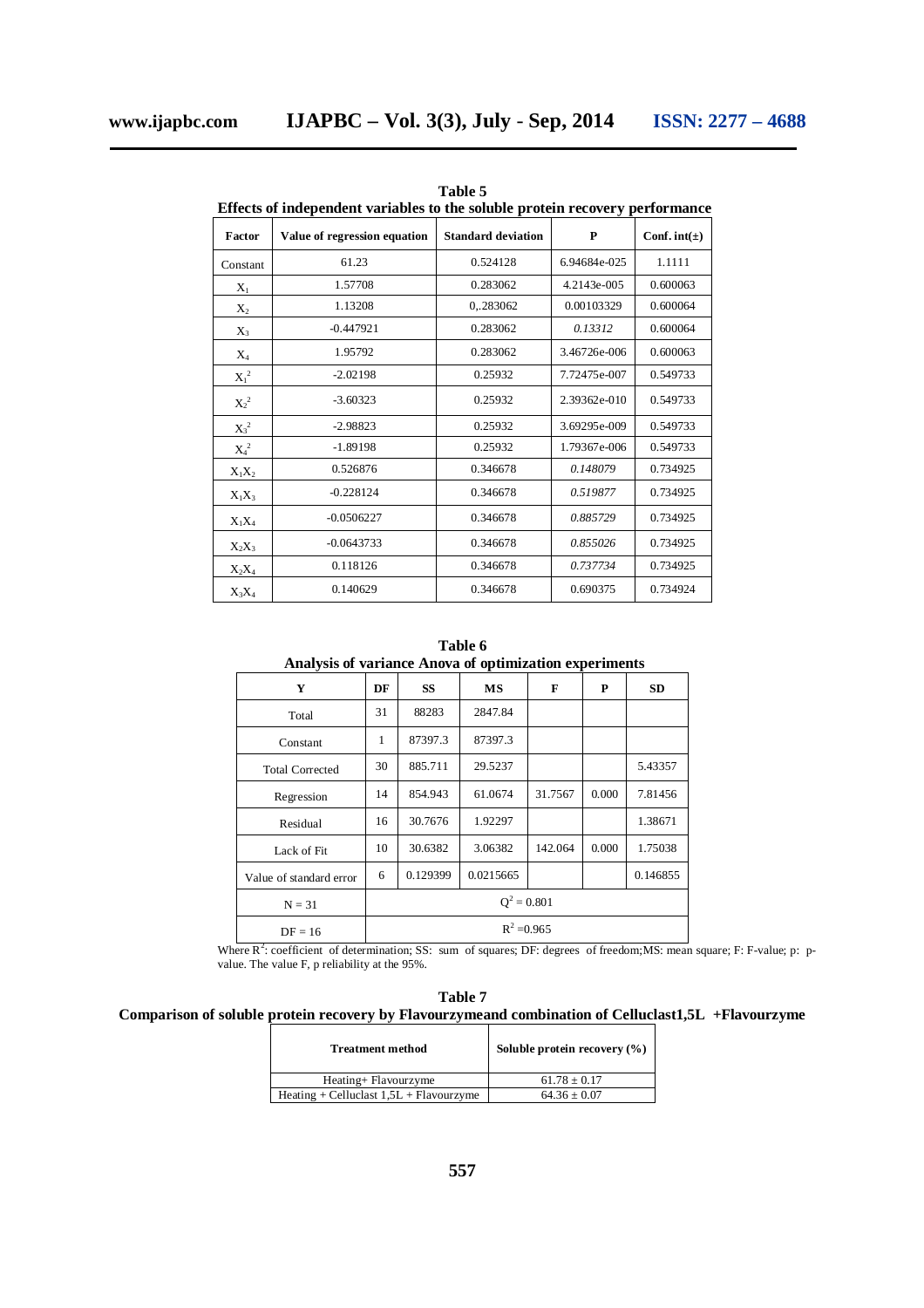**Table 5**
**Effects of independent variables to the soluble protein recovery performance**

| Factor | Value of regression equation | Standard deviation | P | Conf. int(±) |
|---|---|---|---|---|
| Constant | 61.23 | 0.524128 | 6.94684e-025 | 1.1111 |
| $X_1$ | 1.57708 | 0.283062 | 4.2143e-005 | 0.600063 |
| $X_2$ | 1.13208 | 0,.283062 | 0.00103329 | 0.600064 |
| $X_3$ | -0.447921 | 0.283062 | *0.13312* | 0.600064 |
| $X_4$ | 1.95792 | 0.283062 | 3.46726e-006 | 0.600063 |
| $X_1^2$ | -2.02198 | 0.25932 | 7.72475e-007 | 0.549733 |
| $X_2^2$ | -3.60323 | 0.25932 | 2.39362e-010 | 0.549733 |
| $X_3^2$ | -2.98823 | 0.25932 | 3.69295e-009 | 0.549733 |
| $X_4^2$ | -1.89198 | 0.25932 | 1.79367e-006 | 0.549733 |
| $X_1X_2$ | 0.526876 | 0.346678 | *0.148079* | 0.734925 |
| $X_1X_3$ | -0.228124 | 0.346678 | *0.519877* | 0.734925 |
| $X_1X_4$ | -0.0506227 | 0.346678 | *0.885729* | 0.734925 |
| $X_2X_3$ | -0.0643733 | 0.346678 | *0.855026* | 0.734925 |
| $X_2X_4$ | 0.118126 | 0.346678 | *0.737734* | 0.734925 |
| $X_3X_4$ | 0.140629 | 0.346678 | 0.690375 | 0.734924 |

**Table 6**
**Analysis of variance Anova of optimization experiments**

| Y | DF | SS | MS | F | P | SD |
|---|---|---|---|---|---|---|
| Total | 31 | 88283 | 2847.84 | | | |
| Constant | 1 | 87397.3 | 87397.3 | | | |
| Total Corrected | 30 | 885.711 | 29.5237 | | | 5.43357 |
| Regression | 14 | 854.943 | 61.0674 | 31.7567 | 0.000 | 7.81456 |
| Residual | 16 | 30.7676 | 1.92297 | | | 1.38671 |
| Lack of Fit | 10 | 30.6382 | 3.06382 | 142.064 | 0.000 | 1.75038 |
| Value of standard error | 6 | 0.129399 | 0.0215665 | | | 0.146855 |
| N = 31 | $Q^2 = 0.801$ | | | | | |
| DF = 16 | $R^2 = 0.965$ | | | | | |

Where $R^2$: coefficient of determination; SS: sum of squares; DF: degrees of freedom; MS: mean square; F: F-value; p: p-value. The value F, p reliability at the 95%.

**Table 7**
**Comparison of soluble protein recovery by Flavourzymeand combination of Celluclast1,5L +Flavourzyme**

| Treatment method | Soluble protein recovery (%) |
|---|---|
| Heating+ Flavourzyme | 61.78 ± 0.17 |
| Heating + Celluclast 1,5L + Flavourzyme | 64.36 ± 0.07 |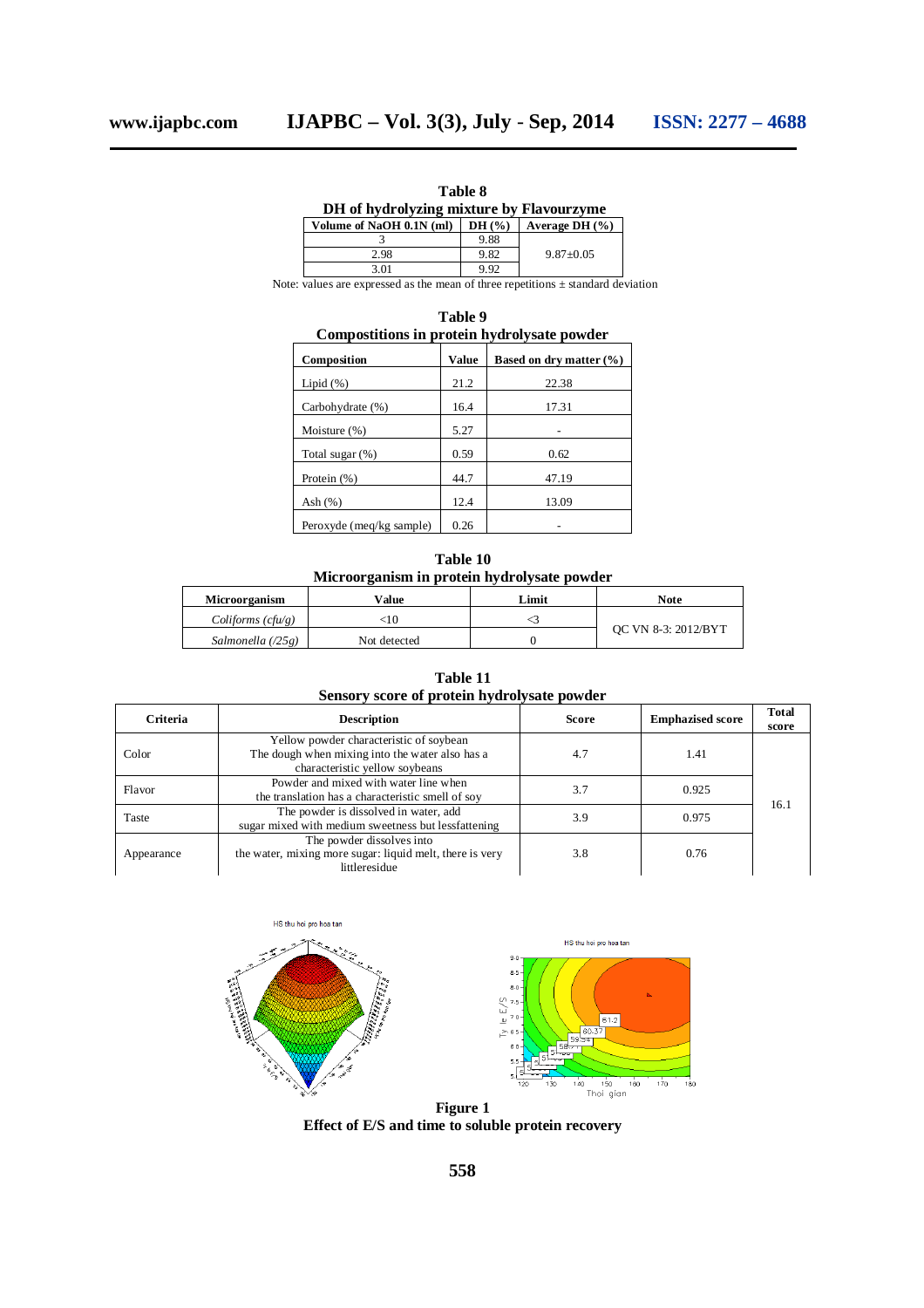**Table 8**
**DH of hydrolyzing mixture by Flavourzyme**

| Volume of NaOH 0.1N (ml) | DH (%) | Average DH (%) |
|---|---|---|
| 3 | 9.88 | |
| 2.98 | 9.82 | 9.87±0.05 |
| 3.01 | 9.92 | |

Note: values are expressed as the mean of three repetitions ± standard deviation

**Table 9**
**Compostitions in protein hydrolysate powder**

| Composition | Value | Based on dry matter (%) |
|---|---|---|
| Lipid (%) | 21.2 | 22.38 |
| Carbohydrate (%) | 16.4 | 17.31 |
| Moisture (%) | 5.27 | - |
| Total sugar (%) | 0.59 | 0.62 |
| Protein (%) | 44.7 | 47.19 |
| Ash (%) | 12.4 | 13.09 |
| Peroxyde (meq/kg sample) | 0.26 | - |

**Table 10**
**Microorganism in protein hydrolysate powder**

| Microorganism | Value | Limit | Note |
|---|---|---|---|
| *Coliforms (cfu/g)* | <10 | <3 | QC VN 8-3: 2012/BYT |
| *Salmonella (/25g)* | Not detected | 0 | |

**Table 11**
**Sensory score of protein hydrolysate powder**

| Criteria | Description | Score | Emphazised score | Total score |
|---|---|---|---|---|
| Color | Yellow powder characteristic of soybean The dough when mixing into the water also has a characteristic yellow soybeans | 4.7 | 1.41 | |
| Flavor | Powder and mixed with water line when the translation has a characteristic smell of soy | 3.7 | 0.925 | 16.1 |
| Taste | The powder is dissolved in water, add sugar mixed with medium sweetness but lessfattening | 3.9 | 0.975 | |
| Appearance | The powder dissolves into the water, mixing more sugar: liquid melt, there is very littleresidue | 3.8 | 0.76 | |

**Figure 1**
**Effect of E/S and time to soluble protein recovery**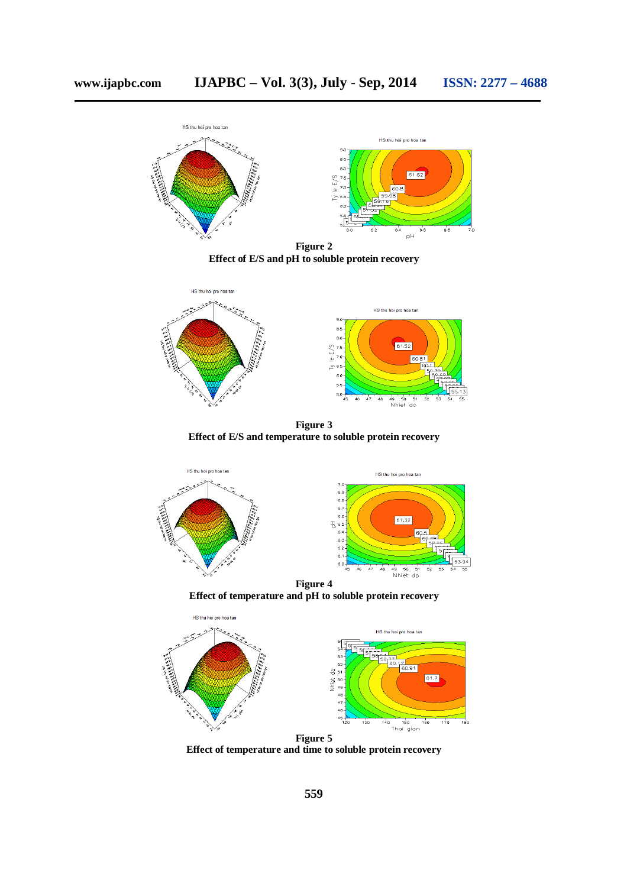**Figure 2**
**Effect of E/S and pH to soluble protein recovery**

**Figure 3**
**Effect of E/S and temperature to soluble protein recovery**

**Figure 4**
**Effect of temperature and pH to soluble protein recovery**

**Figure 5**
**Effect of temperature and time to soluble protein recovery**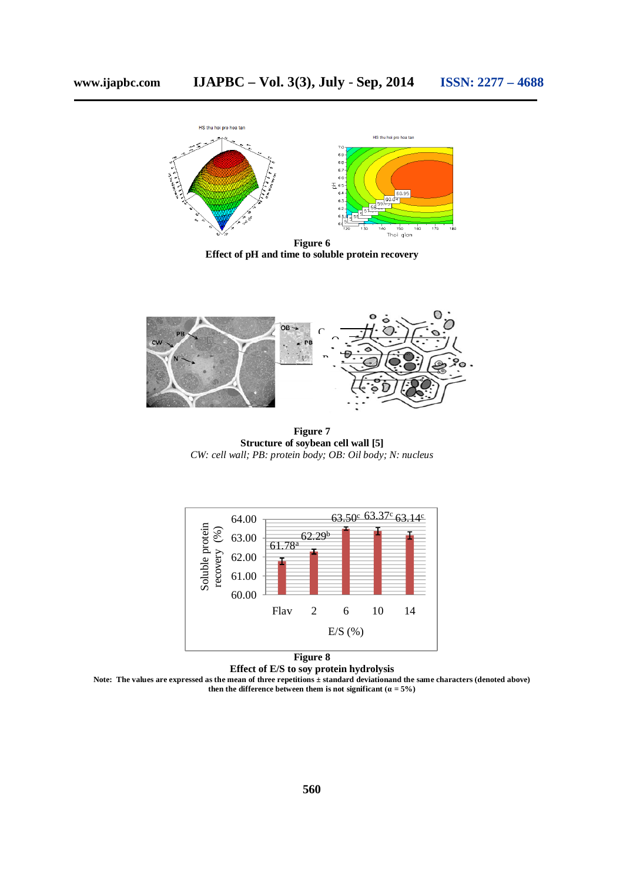**Figure 6**
**Effect of pH and time to soluble protein recovery**

**Figure 7**
**Structure of soybean cell wall [5]**
*CW: cell wall; PB: protein body; OB: Oil body; N: nucleus*

**Figure 8**
**Effect of E/S to soy protein hydrolysis**
**Note: The values are expressed as the mean of three repetitions ± standard deviationand the same characters (denoted above) then the difference between them is not significant (α = 5%)**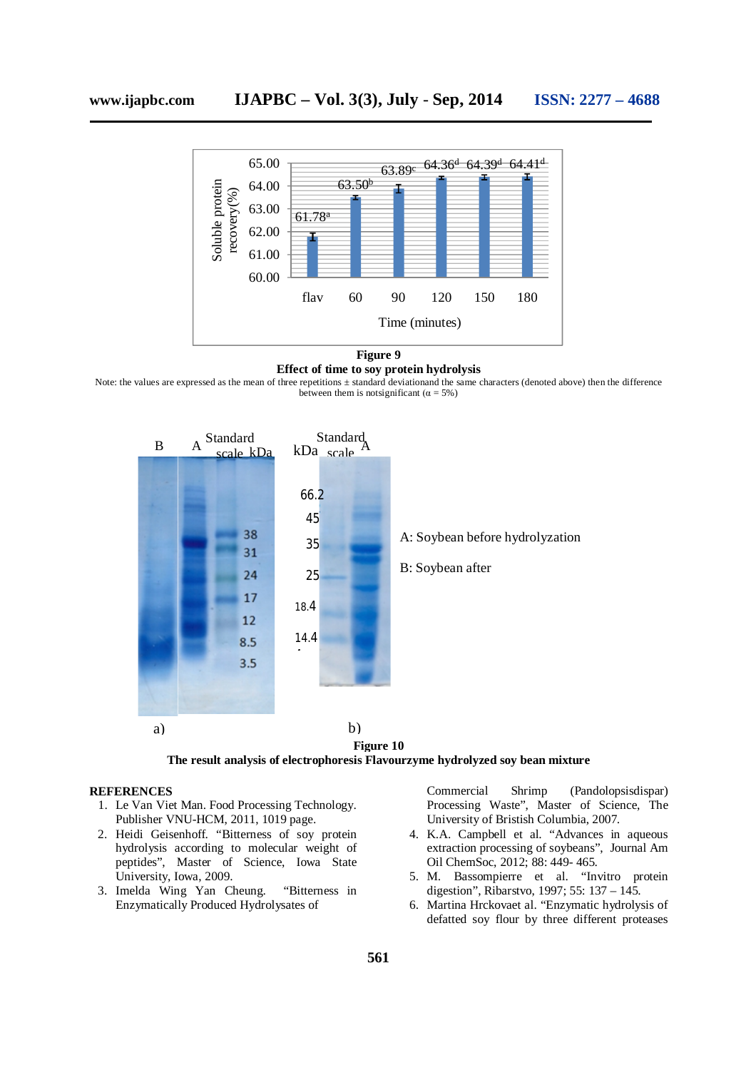**Figure 9**

**Effect of time to soy protein hydrolysis**

Note: the values are expressed as the mean of three repetitions ± standard deviationand the same characters (denoted above) then the difference between them is notsignificant (α = 5%)

A: Soybean before hydrolyzation

B: Soybean after

**Figure 10**

**The result analysis of electrophoresis Flavourzyme hydrolyzed soy bean mixture**

**REFERENCES**

1. Le Van Viet Man. Food Processing Technology. Publisher VNU-HCM, 2011, 1019 page.
2. Heidi Geisenhoff. "Bitterness of soy protein hydrolysis according to molecular weight of peptides", Master of Science, Iowa State University, Iowa, 2009.
3. Imelda Wing Yan Cheung. "Bitterness in Enzymatically Produced Hydrolysates of Commercial Shrimp (Pandolopsisdispar) Processing Waste", Master of Science, The University of Bristish Columbia, 2007.
4. K.A. Campbell et al. "Advances in aqueous extraction processing of soybeans", Journal Am Oil ChemSoc, 2012; 88: 449- 465.
5. M. Bassompierre et al. "Invitro protein digestion", Ribarstvo, 1997; 55: 137 – 145.
6. Martina Hrckovaet al. "Enzymatic hydrolysis of defatted soy flour by three different proteases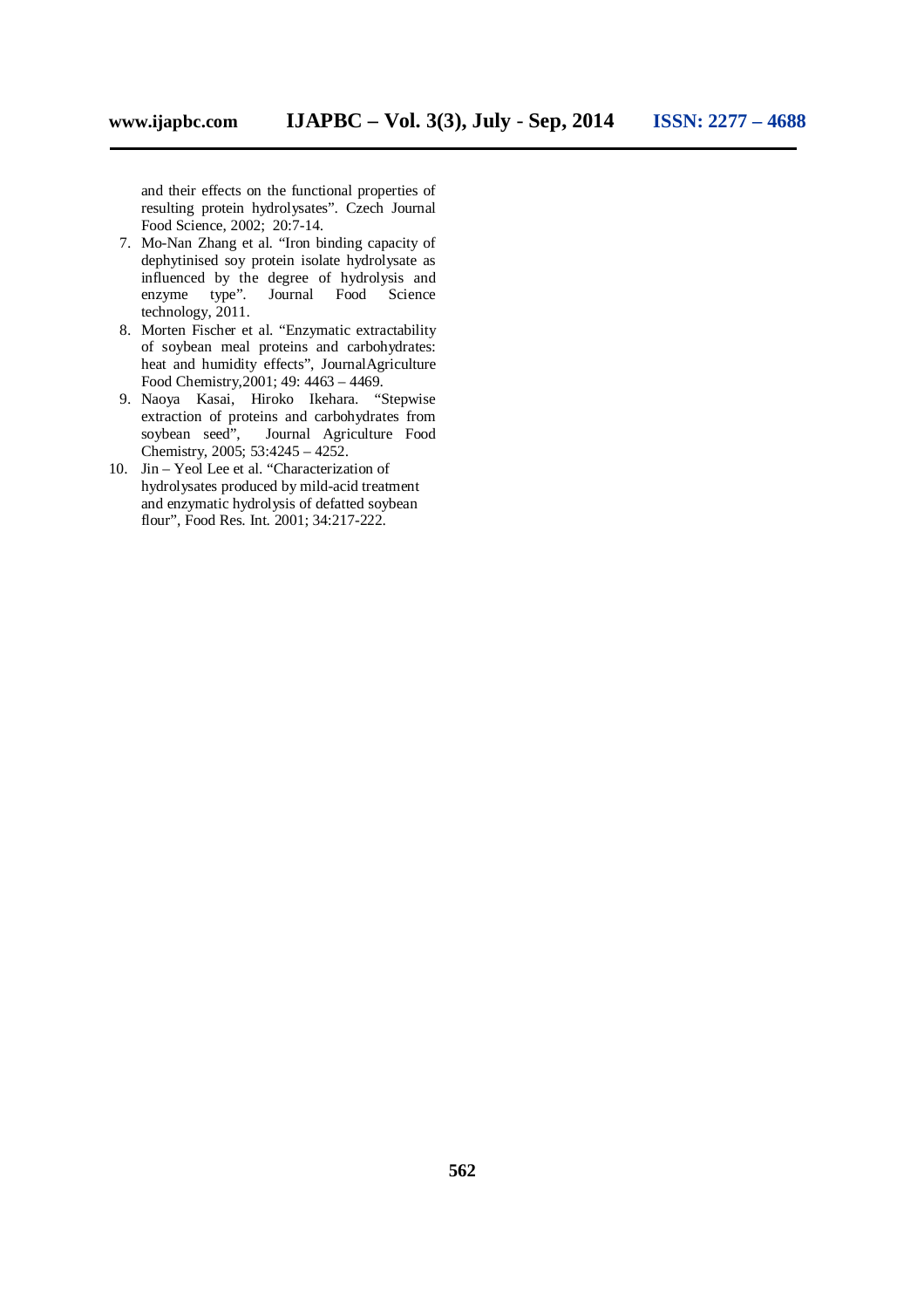and their effects on the functional properties of resulting protein hydrolysates". Czech Journal Food Science, 2002; 20:7-14.

7. Mo-Nan Zhang et al. "Iron binding capacity of dephytinised soy protein isolate hydrolysate as influenced by the degree of hydrolysis and enzyme type". Journal Food Science technology, 2011.
8. Morten Fischer et al. "Enzymatic extractability of soybean meal proteins and carbohydrates: heat and humidity effects", JournalAgriculture Food Chemistry,2001; 49: 4463 – 4469.
9. Naoya Kasai, Hiroko Ikehara. "Stepwise extraction of proteins and carbohydrates from soybean seed", Journal Agriculture Food Chemistry, 2005; 53:4245 – 4252.
10. Jin – Yeol Lee et al. "Characterization of hydrolysates produced by mild-acid treatment and enzymatic hydrolysis of defatted soybean flour", Food Res. Int. 2001; 34:217-222.